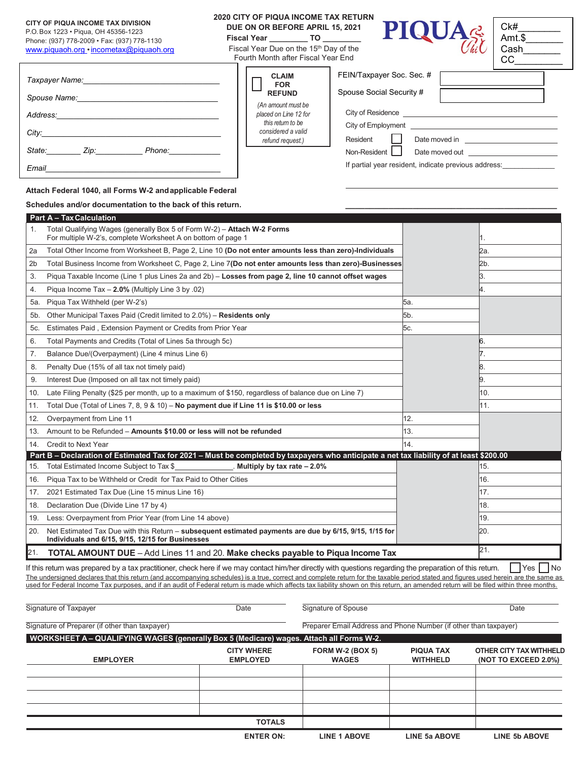**CITY OF PIQUA INCOME TAX DIVISION**
P.O. Box 1223 • Piqua, OH 45356-1223
Phone: (937) 778-2009 • Fax: (937) 778-1130
www.piquaoh.org • incometax@piquaoh.org

**2020 CITY OF PIQUA INCOME TAX RETURN**
**DUE ON OR BEFORE APRIL 15, 2021**
**Fiscal Year** _________ **TO** _________
Fiscal Year Due on the 15th Day of the Fourth Month after Fiscal Year End

PIQUA

Ck#________
Amt.$_______
Cash_______
CC_________

Taxpayer Name:_______________________________

Spouse Name:________________________________

Address:____________________________________

City:_______________________________________

State:________ Zip:___________ Phone:____________

Email_______________________________________

☐ **CLAIM FOR REFUND**
*(An amount must be placed on Line 12 for this return to be considered a valid refund request.)*

FEIN/Taxpayer Soc. Sec. # ____________

Spouse Social Security # ____________

City of Residence ____________________

City of Employment ____________________

Resident ☐ Date moved in ____________________

Non-Resident ☐ Date moved out ____________________

If partial year resident, indicate previous address:_____________

**Attach Federal 1040, all Forms W-2 and applicable Federal Schedules and/or documentation to the back of this return.**

| **Part A – Tax Calculation** | | |
|---|---|---|
| 1. Total Qualifying Wages (generally Box 5 of Form W-2) – **Attach W-2 Forms** For multiple W-2's, complete Worksheet A on bottom of page 1 | | 1. |
| 2a Total Other Income from Worksheet B, Page 2, Line 10 **(Do not enter amounts less than zero)-Individuals** | | 2a. |
| 2b Total Business Income from Worksheet C, Page 2, Line 7 **(Do not enter amounts less than zero)-Businesses** | | 2b. |
| 3. Piqua Taxable Income (Line 1 plus Lines 2a and 2b) – **Losses from page 2, line 10 cannot offset wages** | | 3. |
| 4. Piqua Income Tax – **2.0%** (Multiply Line 3 by .02) | | 4. |
| 5a. Piqua Tax Withheld (per W-2's) | 5a. | |
| 5b. Other Municipal Taxes Paid (Credit limited to 2.0%) – **Residents only** | 5b. | |
| 5c. Estimates Paid , Extension Payment or Credits from Prior Year | 5c. | |
| 6. Total Payments and Credits (Total of Lines 5a through 5c) | | 6. |
| 7. Balance Due/(Overpayment) (Line 4 minus Line 6) | | 7. |
| 8. Penalty Due (15% of all tax not timely paid) | | 8. |
| 9. Interest Due (Imposed on all tax not timely paid) | | 9. |
| 10. Late Filing Penalty ($25 per month, up to a maximum of $150, regardless of balance due on Line 7) | | 10. |
| 11. Total Due (Total of Lines 7, 8, 9 & 10) – **No payment due if Line 11 is $10.00 or less** | | 11. |
| 12. Overpayment from Line 11 | 12. | |
| 13. Amount to be Refunded – **Amounts $10.00 or less will not be refunded** | 13. | |
| 14. Credit to Next Year | 14. | |
| **Part B – Declaration of Estimated Tax for 2021 – Must be completed by taxpayers who anticipate a net tax liability of at least $200.00** | | |
| 15. Total Estimated Income Subject to Tax $______________. **Multiply by tax rate – 2.0%** | | 15. |
| 16. Piqua Tax to be Withheld or Credit for Tax Paid to Other Cities | | 16. |
| 17. 2021 Estimated Tax Due (Line 15 minus Line 16) | | 17. |
| 18. Declaration Due (Divide Line 17 by 4) | | 18. |
| 19. Less: Overpayment from Prior Year (from Line 14 above) | | 19. |
| 20. Net Estimated Tax Due with this Return – **subsequent estimated payments are due by 6/15, 9/15, 1/15 for Individuals and 6/15, 9/15, 12/15 for Businesses** | | 20. |
| 21. **TOTAL AMOUNT DUE** – Add Lines 11 and 20. **Make checks payable to Piqua Income Tax** | | 21. |

If this return was prepared by a tax practitioner, check here if we may contact him/her directly with questions regarding the preparation of this return. ☐ Yes ☐ No

The undersigned declares that this return (and accompanying schedules) is a true, correct and complete return for the taxable period stated and figures used herein are the same as used for Federal Income Tax purposes, and if an audit of Federal return is made which affects tax liability shown on this return, an amended return will be filed within three months.

Signature of Taxpayer ____________ Date ________ Signature of Spouse ____________ Date ________

Signature of Preparer (if other than taxpayer) ____________ Preparer Email Address and Phone Number (if other than taxpayer) ____________

**WORKSHEET A – QUALIFYING WAGES (generally Box 5 (Medicare) wages. Attach all Forms W-2.**

| **EMPLOYER** | **CITY WHERE EMPLOYED** | **FORM W-2 (BOX 5) WAGES** | **PIQUA TAX WITHHELD** | **OTHER CITY TAX WITHHELD (NOT TO EXCEED 2.0%)** |
|---|---|---|---|---|
| | | | | |
| | | | | |
| | | | | |
| | | | | |
| | **TOTALS** | | | |
| | **ENTER ON:** | **LINE 1 ABOVE** | **LINE 5a ABOVE** | **LINE 5b ABOVE** |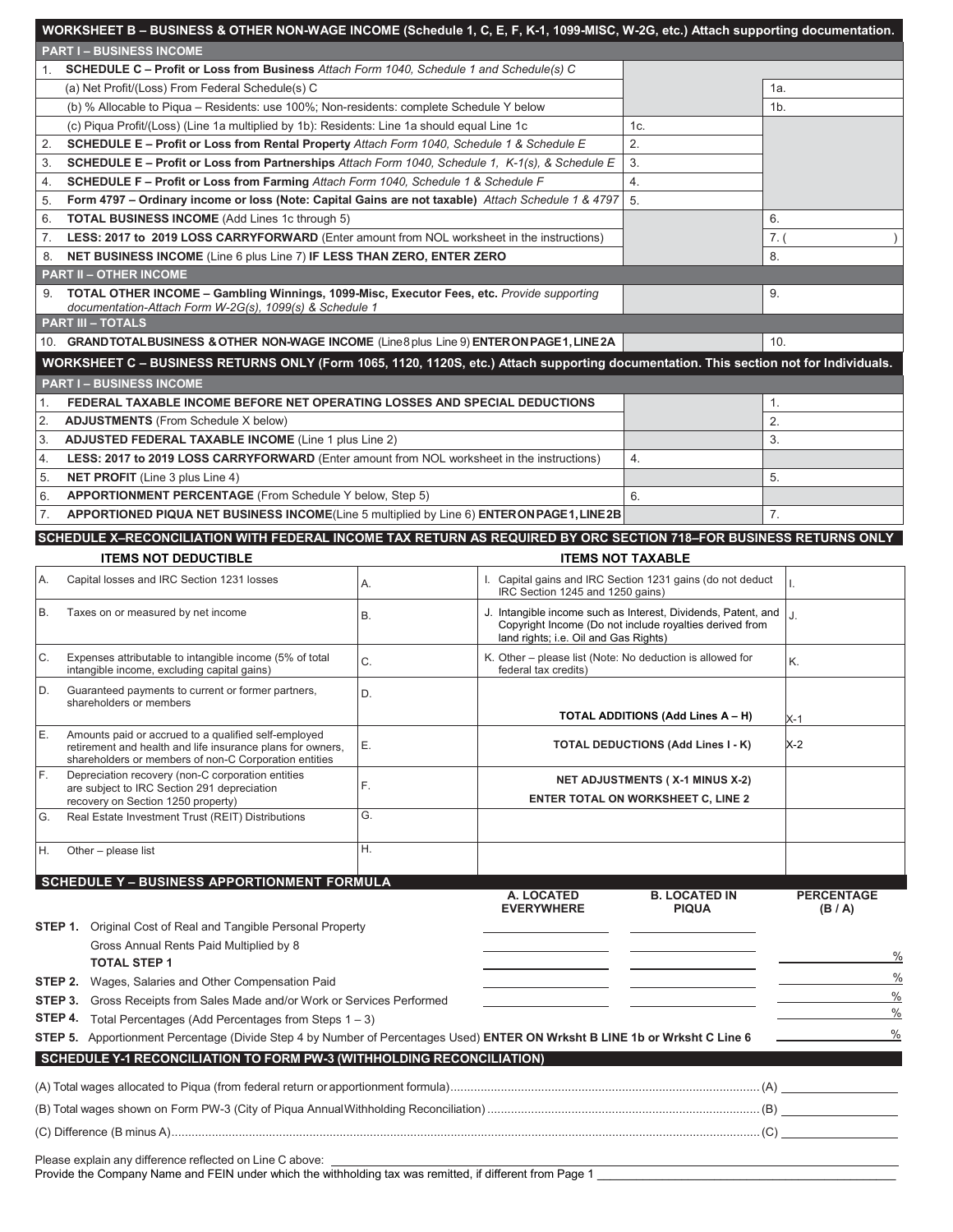## WORKSHEET B – BUSINESS & OTHER NON-WAGE INCOME (Schedule 1, C, E, F, K-1, 1099-MISC, W-2G, etc.) Attach supporting documentation.

### PART I – BUSINESS INCOME

| | | | |
|---|---|---|---|
| 1. | **SCHEDULE C – Profit or Loss from Business** *Attach Form 1040, Schedule 1 and Schedule(s) C* | | |
| | (a) Net Profit/(Loss) From Federal Schedule(s) C | | 1a. |
| | (b) % Allocable to Piqua – Residents: use 100%; Non-residents: complete Schedule Y below | | 1b. |
| | (c) Piqua Profit/(Loss) (Line 1a multiplied by 1b): Residents: Line 1a should equal Line 1c | 1c. | |
| 2. | **SCHEDULE E – Profit or Loss from Rental Property** *Attach Form 1040, Schedule 1 & Schedule E* | 2. | |
| 3. | **SCHEDULE E – Profit or Loss from Partnerships** *Attach Form 1040, Schedule 1, K-1(s), & Schedule E* | 3. | |
| 4. | **SCHEDULE F – Profit or Loss from Farming** *Attach Form 1040, Schedule 1 & Schedule F* | 4. | |
| 5. | **Form 4797 – Ordinary income or loss (Note: Capital Gains are not taxable)** *Attach Schedule 1 & 4797* | 5. | |
| 6. | **TOTAL BUSINESS INCOME** (Add Lines 1c through 5) | | 6. |
| 7. | **LESS: 2017 to 2019 LOSS CARRYFORWARD** (Enter amount from NOL worksheet in the instructions) | | 7. ( ) |
| 8. | **NET BUSINESS INCOME** (Line 6 plus Line 7) **IF LESS THAN ZERO, ENTER ZERO** | | 8. |

### PART II – OTHER INCOME

| | | | |
|---|---|---|---|
| 9. | **TOTAL OTHER INCOME – Gambling Winnings, 1099-Misc, Executor Fees, etc.** *Provide supporting documentation-Attach Form W-2G(s), 1099(s) & Schedule 1* | | 9. |

### PART III – TOTALS

| | | | |
|---|---|---|---|
| 10. | **GRAND TOTAL BUSINESS & OTHER NON-WAGE INCOME** (Line 8 plus Line 9) **ENTER ON PAGE 1, LINE 2A** | | 10. |

## WORKSHEET C – BUSINESS RETURNS ONLY (Form 1065, 1120, 1120S, etc.) Attach supporting documentation. This section not for Individuals.

### PART I – BUSINESS INCOME

| | | | |
|---|---|---|---|
| 1. | **FEDERAL TAXABLE INCOME BEFORE NET OPERATING LOSSES AND SPECIAL DEDUCTIONS** | | 1. |
| 2. | **ADJUSTMENTS** (From Schedule X below) | | 2. |
| 3. | **ADJUSTED FEDERAL TAXABLE INCOME** (Line 1 plus Line 2) | | 3. |
| 4. | **LESS: 2017 to 2019 LOSS CARRYFORWARD** (Enter amount from NOL worksheet in the instructions) | 4. | |
| 5. | **NET PROFIT** (Line 3 plus Line 4) | | 5. |
| 6. | **APPORTIONMENT PERCENTAGE** (From Schedule Y below, Step 5) | 6. | |
| 7. | **APPORTIONED PIQUA NET BUSINESS INCOME** (Line 5 multiplied by Line 6) **ENTER ON PAGE 1, LINE 2B** | | 7. |

## SCHEDULE X–RECONCILIATION WITH FEDERAL INCOME TAX RETURN AS REQUIRED BY ORC SECTION 718–FOR BUSINESS RETURNS ONLY

| ITEMS NOT DEDUCTIBLE | | ITEMS NOT TAXABLE | |
|---|---|---|---|
| A. Capital losses and IRC Section 1231 losses | A. | I. Capital gains and IRC Section 1231 gains (do not deduct IRC Section 1245 and 1250 gains) | I. |
| B. Taxes on or measured by net income | B. | J. Intangible income such as Interest, Dividends, Patent, and Copyright Income (Do not include royalties derived from land rights; i.e. Oil and Gas Rights) | J. |
| C. Expenses attributable to intangible income (5% of total intangible income, excluding capital gains) | C. | K. Other – please list (Note: No deduction is allowed for federal tax credits) | K. |
| D. Guaranteed payments to current or former partners, shareholders or members | D. | **TOTAL ADDITIONS (Add Lines A – H)** | X-1 |
| E. Amounts paid or accrued to a qualified self-employed retirement and health and life insurance plans for owners, shareholders or members of non-C Corporation entities | E. | **TOTAL DEDUCTIONS (Add Lines I - K)** | X-2 |
| F. Depreciation recovery (non-C corporation entities are subject to IRC Section 291 depreciation recovery on Section 1250 property) | F. | **NET ADJUSTMENTS ( X-1 MINUS X-2) ENTER TOTAL ON WORKSHEET C, LINE 2** | |
| G. Real Estate Investment Trust (REIT) Distributions | G. | | |
| H. Other – please list | H. | | |

## SCHEDULE Y – BUSINESS APPORTIONMENT FORMULA

| | A. LOCATED EVERYWHERE | B. LOCATED IN PIQUA | PERCENTAGE (B / A) |
|---|---|---|---|
| **STEP 1.** Original Cost of Real and Tangible Personal Property | | | |
| Gross Annual Rents Paid Multiplied by 8 | | | |
| **TOTAL STEP 1** | | | % |
| **STEP 2.** Wages, Salaries and Other Compensation Paid | | | % |
| **STEP 3.** Gross Receipts from Sales Made and/or Work or Services Performed | | | % |
| **STEP 4.** Total Percentages (Add Percentages from Steps 1 – 3) | | | % |
| **STEP 5.** Apportionment Percentage (Divide Step 4 by Number of Percentages Used) **ENTER ON Wrksht B LINE 1b or Wrksht C Line 6** | | | % |

## SCHEDULE Y-1 RECONCILIATION TO FORM PW-3 (WITHHOLDING RECONCILIATION)

(A) Total wages allocated to Piqua (from federal return or apportionment formula) ........ (A) ______________

(B) Total wages shown on Form PW-3 (City of Piqua Annual Withholding Reconciliation) ........ (B) ______________

(C) Difference (B minus A) ........ (C) ______________

Please explain any difference reflected on Line C above: ______________

Provide the Company Name and FEIN under which the withholding tax was remitted, if different from Page 1 ______________